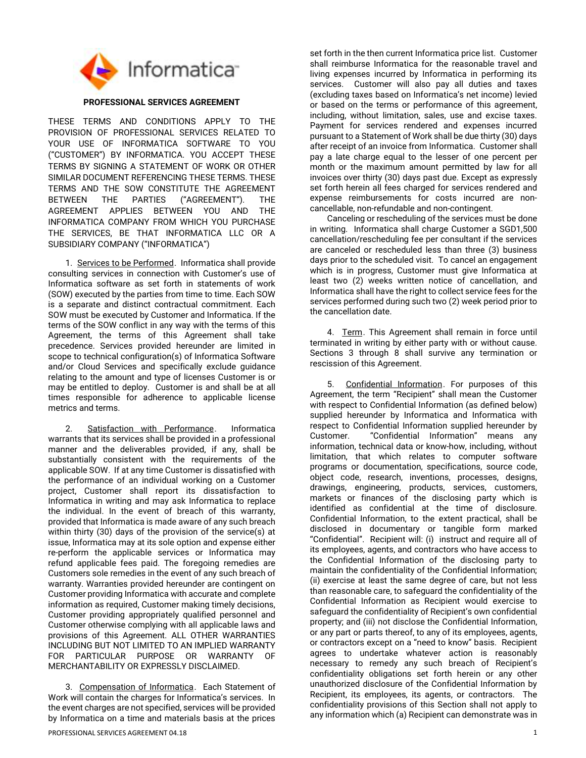Informatica

**PROFESSIONAL SERVICES AGREEMENT**

THESE TERMS AND CONDITIONS APPLY TO THE PROVISION OF PROFESSIONAL SERVICES RELATED TO YOUR USE OF INFORMATICA SOFTWARE TO YOU ("CUSTOMER") BY INFORMATICA. YOU ACCEPT THESE TERMS BY SIGNING A STATEMENT OF WORK OR OTHER SIMILAR DOCUMENT REFERENCING THESE TERMS. THESE TERMS AND THE SOW CONSTITUTE THE AGREEMENT BETWEEN THE PARTIES ("AGREEMENT"). THE AGREEMENT APPLIES BETWEEN YOU AND THE INFORMATICA COMPANY FROM WHICH YOU PURCHASE THE SERVICES, BE THAT INFORMATICA LLC OR A SUBSIDIARY COMPANY ("INFORMATICA")

1. Services to be Performed. Informatica shall provide consulting services in connection with Customer's use of Informatica software as set forth in statements of work (SOW) executed by the parties from time to time. Each SOW is a separate and distinct contractual commitment. Each SOW must be executed by Customer and Informatica. If the terms of the SOW conflict in any way with the terms of this Agreement, the terms of this Agreement shall take precedence. Services provided hereunder are limited in scope to technical configuration(s) of Informatica Software and/or Cloud Services and specifically exclude guidance relating to the amount and type of licenses Customer is or may be entitled to deploy. Customer is and shall be at all times responsible for adherence to applicable license metrics and terms.

2. Satisfaction with Performance. Informatica warrants that its services shall be provided in a professional manner and the deliverables provided, if any, shall be substantially consistent with the requirements of the applicable SOW. If at any time Customer is dissatisfied with the performance of an individual working on a Customer project, Customer shall report its dissatisfaction to Informatica in writing and may ask Informatica to replace the individual. In the event of breach of this warranty, provided that Informatica is made aware of any such breach within thirty (30) days of the provision of the service(s) at issue, Informatica may at its sole option and expense either re-perform the applicable services or Informatica may refund applicable fees paid. The foregoing remedies are Customers sole remedies in the event of any such breach of warranty. Warranties provided hereunder are contingent on Customer providing Informatica with accurate and complete information as required, Customer making timely decisions, Customer providing appropriately qualified personnel and Customer otherwise complying with all applicable laws and provisions of this Agreement. ALL OTHER WARRANTIES INCLUDING BUT NOT LIMITED TO AN IMPLIED WARRANTY FOR PARTICULAR PURPOSE OR WARRANTY OF MERCHANTABILITY OR EXPRESSLY DISCLAIMED.

3. Compensation of Informatica. Each Statement of Work will contain the charges for Informatica's services. In the event charges are not specified, services will be provided by Informatica on a time and materials basis at the prices set forth in the then current Informatica price list. Customer shall reimburse Informatica for the reasonable travel and living expenses incurred by Informatica in performing its services. Customer will also pay all duties and taxes (excluding taxes based on Informatica's net income) levied or based on the terms or performance of this agreement, including, without limitation, sales, use and excise taxes. Payment for services rendered and expenses incurred pursuant to a Statement of Work shall be due thirty (30) days after receipt of an invoice from Informatica. Customer shall pay a late charge equal to the lesser of one percent per month or the maximum amount permitted by law for all invoices over thirty (30) days past due. Except as expressly set forth herein all fees charged for services rendered and expense reimbursements for costs incurred are non-cancellable, non-refundable and non-contingent.

Canceling or rescheduling of the services must be done in writing. Informatica shall charge Customer a SGD1,500 cancellation/rescheduling fee per consultant if the services are canceled or rescheduled less than three (3) business days prior to the scheduled visit. To cancel an engagement which is in progress, Customer must give Informatica at least two (2) weeks written notice of cancellation, and Informatica shall have the right to collect service fees for the services performed during such two (2) week period prior to the cancellation date.

4. Term. This Agreement shall remain in force until terminated in writing by either party with or without cause. Sections 3 through 8 shall survive any termination or rescission of this Agreement.

5. Confidential Information. For purposes of this Agreement, the term "Recipient" shall mean the Customer with respect to Confidential Information (as defined below) supplied hereunder by Informatica and Informatica with respect to Confidential Information supplied hereunder by Customer. "Confidential Information" means any information, technical data or know-how, including, without limitation, that which relates to computer software programs or documentation, specifications, source code, object code, research, inventions, processes, designs, drawings, engineering, products, services, customers, markets or finances of the disclosing party which is identified as confidential at the time of disclosure. Confidential Information, to the extent practical, shall be disclosed in documentary or tangible form marked "Confidential". Recipient will: (i) instruct and require all of its employees, agents, and contractors who have access to the Confidential Information of the disclosing party to maintain the confidentiality of the Confidential Information; (ii) exercise at least the same degree of care, but not less than reasonable care, to safeguard the confidentiality of the Confidential Information as Recipient would exercise to safeguard the confidentiality of Recipient's own confidential property; and (iii) not disclose the Confidential Information, or any part or parts thereof, to any of its employees, agents, or contractors except on a "need to know" basis. Recipient agrees to undertake whatever action is reasonably necessary to remedy any such breach of Recipient's confidentiality obligations set forth herein or any other unauthorized disclosure of the Confidential Information by Recipient, its employees, its agents, or contractors. The confidentiality provisions of this Section shall not apply to any information which (a) Recipient can demonstrate was in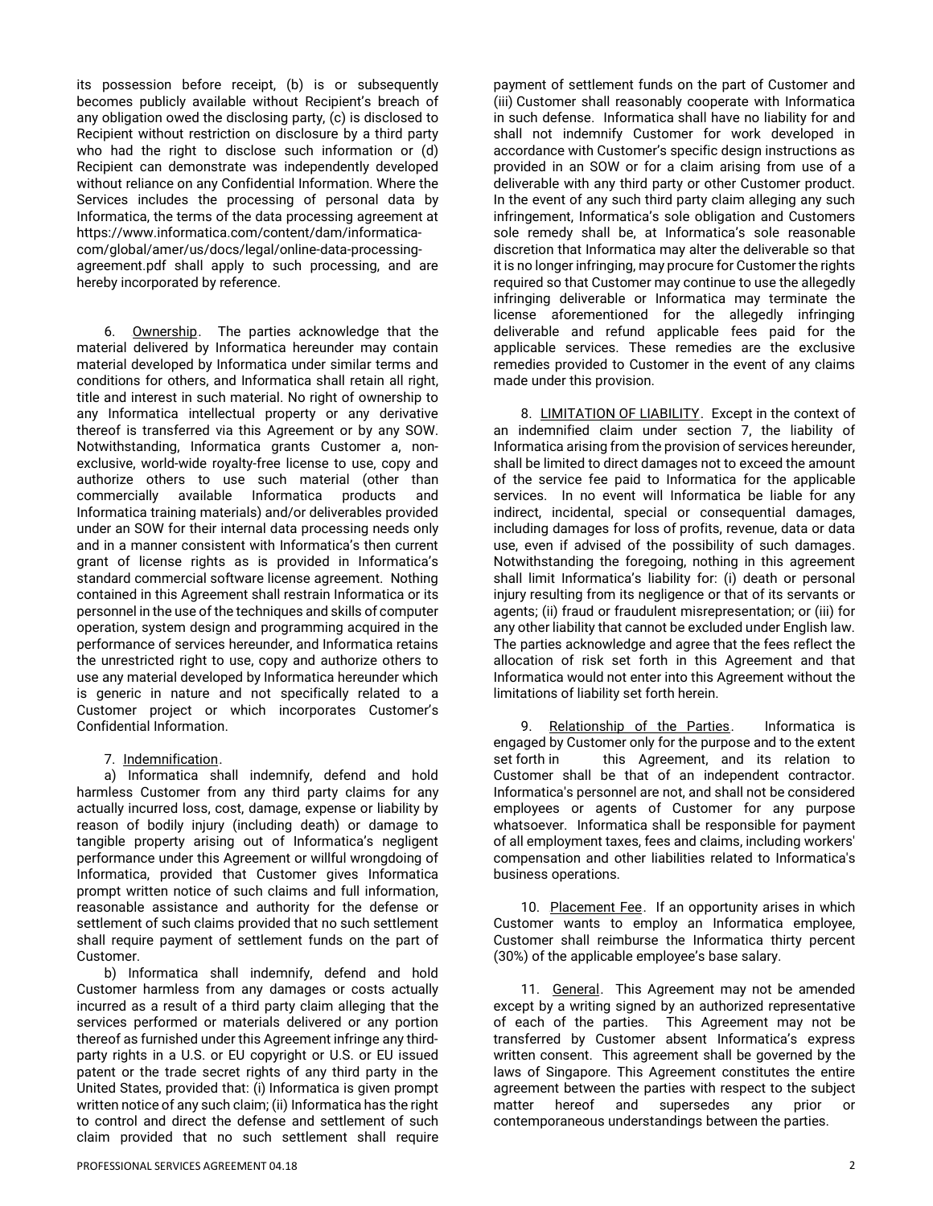its possession before receipt, (b) is or subsequently becomes publicly available without Recipient's breach of any obligation owed the disclosing party, (c) is disclosed to Recipient without restriction on disclosure by a third party who had the right to disclose such information or (d) Recipient can demonstrate was independently developed without reliance on any Confidential Information. Where the Services includes the processing of personal data by Informatica, the terms of the data processing agreement at https://www.informatica.com/content/dam/informatica-com/global/amer/us/docs/legal/online-data-processing-agreement.pdf shall apply to such processing, and are hereby incorporated by reference.

6. Ownership. The parties acknowledge that the material delivered by Informatica hereunder may contain material developed by Informatica under similar terms and conditions for others, and Informatica shall retain all right, title and interest in such material. No right of ownership to any Informatica intellectual property or any derivative thereof is transferred via this Agreement or by any SOW. Notwithstanding, Informatica grants Customer a, non-exclusive, world-wide royalty-free license to use, copy and authorize others to use such material (other than commercially available Informatica products and Informatica training materials) and/or deliverables provided under an SOW for their internal data processing needs only and in a manner consistent with Informatica's then current grant of license rights as is provided in Informatica's standard commercial software license agreement. Nothing contained in this Agreement shall restrain Informatica or its personnel in the use of the techniques and skills of computer operation, system design and programming acquired in the performance of services hereunder, and Informatica retains the unrestricted right to use, copy and authorize others to use any material developed by Informatica hereunder which is generic in nature and not specifically related to a Customer project or which incorporates Customer's Confidential Information.

7. Indemnification.

a) Informatica shall indemnify, defend and hold harmless Customer from any third party claims for any actually incurred loss, cost, damage, expense or liability by reason of bodily injury (including death) or damage to tangible property arising out of Informatica's negligent performance under this Agreement or willful wrongdoing of Informatica, provided that Customer gives Informatica prompt written notice of such claims and full information, reasonable assistance and authority for the defense or settlement of such claims provided that no such settlement shall require payment of settlement funds on the part of Customer.

b) Informatica shall indemnify, defend and hold Customer harmless from any damages or costs actually incurred as a result of a third party claim alleging that the services performed or materials delivered or any portion thereof as furnished under this Agreement infringe any third-party rights in a U.S. or EU copyright or U.S. or EU issued patent or the trade secret rights of any third party in the United States, provided that: (i) Informatica is given prompt written notice of any such claim; (ii) Informatica has the right to control and direct the defense and settlement of such claim provided that no such settlement shall require payment of settlement funds on the part of Customer and (iii) Customer shall reasonably cooperate with Informatica in such defense. Informatica shall have no liability for and shall not indemnify Customer for work developed in accordance with Customer's specific design instructions as provided in an SOW or for a claim arising from use of a deliverable with any third party or other Customer product. In the event of any such third party claim alleging any such infringement, Informatica's sole obligation and Customers sole remedy shall be, at Informatica's sole reasonable discretion that Informatica may alter the deliverable so that it is no longer infringing, may procure for Customer the rights required so that Customer may continue to use the allegedly infringing deliverable or Informatica may terminate the license aforementioned for the allegedly infringing deliverable and refund applicable fees paid for the applicable services. These remedies are the exclusive remedies provided to Customer in the event of any claims made under this provision.

8. LIMITATION OF LIABILITY. Except in the context of an indemnified claim under section 7, the liability of Informatica arising from the provision of services hereunder, shall be limited to direct damages not to exceed the amount of the service fee paid to Informatica for the applicable services. In no event will Informatica be liable for any indirect, incidental, special or consequential damages, including damages for loss of profits, revenue, data or data use, even if advised of the possibility of such damages. Notwithstanding the foregoing, nothing in this agreement shall limit Informatica's liability for: (i) death or personal injury resulting from its negligence or that of its servants or agents; (ii) fraud or fraudulent misrepresentation; or (iii) for any other liability that cannot be excluded under English law. The parties acknowledge and agree that the fees reflect the allocation of risk set forth in this Agreement and that Informatica would not enter into this Agreement without the limitations of liability set forth herein.

9. Relationship of the Parties. Informatica is engaged by Customer only for the purpose and to the extent set forth in this Agreement, and its relation to Customer shall be that of an independent contractor. Informatica's personnel are not, and shall not be considered employees or agents of Customer for any purpose whatsoever. Informatica shall be responsible for payment of all employment taxes, fees and claims, including workers' compensation and other liabilities related to Informatica's business operations.

10. Placement Fee. If an opportunity arises in which Customer wants to employ an Informatica employee, Customer shall reimburse the Informatica thirty percent (30%) of the applicable employee's base salary.

11. General. This Agreement may not be amended except by a writing signed by an authorized representative of each of the parties. This Agreement may not be transferred by Customer absent Informatica's express written consent. This agreement shall be governed by the laws of Singapore. This Agreement constitutes the entire agreement between the parties with respect to the subject matter hereof and supersedes any prior or contemporaneous understandings between the parties.